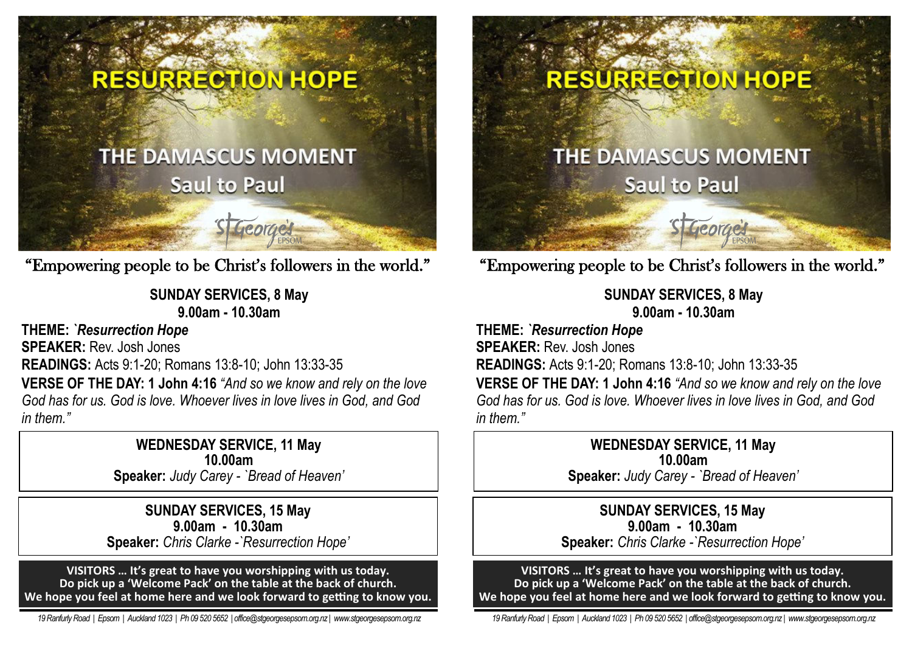# RESURRECTION HOPE

## THE DAMASCUS MOMENT

### Saul to Paul

St George's EPSOM

"Empowering people to be Christ's followers in the world."

**SUNDAY SERVICES, 8 May**
**9.00am - 10.30am**

**THEME:** ***`Resurrection Hope***
**SPEAKER:** Rev. Josh Jones
**READINGS:** Acts 9:1-20; Romans 13:8-10; John 13:33-35
**VERSE OF THE DAY: 1 John 4:16** *"And so we know and rely on the love God has for us. God is love. Whoever lives in love lives in God, and God in them."*

**WEDNESDAY SERVICE, 11 May**
**10.00am**
**Speaker:** *Judy Carey - `Bread of Heaven'*

**SUNDAY SERVICES, 15 May**
**9.00am - 10.30am**
**Speaker:** *Chris Clarke -`Resurrection Hope'*

**VISITORS … It's great to have you worshipping with us today.**
**Do pick up a 'Welcome Pack' on the table at the back of church.**
**We hope you feel at home here and we look forward to getting to know you.**

*19 Ranfurly Road | Epsom | Auckland 1023 | Ph 09 520 5652 | office@stgeorgesepsom.org.nz | www.stgeorgesepsom.org.nz*

# RESURRECTION HOPE

## THE DAMASCUS MOMENT

### Saul to Paul

St George's EPSOM

"Empowering people to be Christ's followers in the world."

**SUNDAY SERVICES, 8 May**
**9.00am - 10.30am**

**THEME:** ***`Resurrection Hope***
**SPEAKER:** Rev. Josh Jones
**READINGS:** Acts 9:1-20; Romans 13:8-10; John 13:33-35
**VERSE OF THE DAY: 1 John 4:16** *"And so we know and rely on the love God has for us. God is love. Whoever lives in love lives in God, and God in them."*

**WEDNESDAY SERVICE, 11 May**
**10.00am**
**Speaker:** *Judy Carey - `Bread of Heaven'*

**SUNDAY SERVICES, 15 May**
**9.00am - 10.30am**
**Speaker:** *Chris Clarke -`Resurrection Hope'*

**VISITORS … It's great to have you worshipping with us today.**
**Do pick up a 'Welcome Pack' on the table at the back of church.**
**We hope you feel at home here and we look forward to getting to know you.**

*19 Ranfurly Road | Epsom | Auckland 1023 | Ph 09 520 5652 | office@stgeorgesepsom.org.nz | www.stgeorgesepsom.org.nz*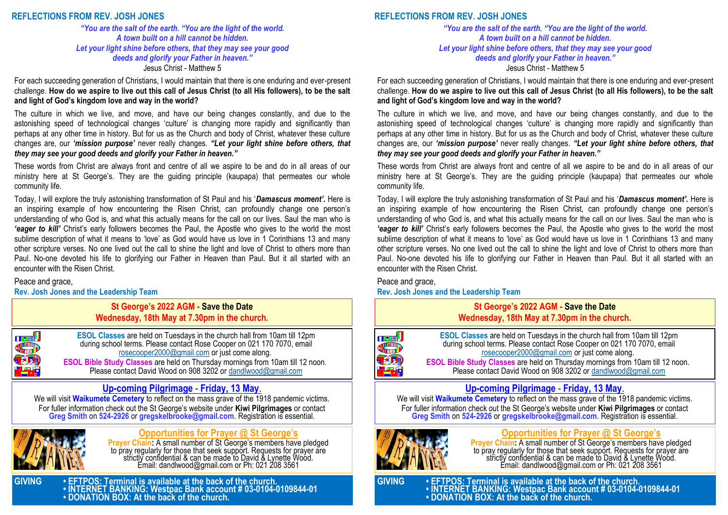## REFLECTIONS FROM REV. JOSH JONES

***"You are the salt of the earth. "You are the light of the world. A town built on a hill cannot be hidden. Let your light shine before others, that they may see your good deeds and glorify your Father in heaven."***

Jesus Christ - Matthew 5

For each succeeding generation of Christians, I would maintain that there is one enduring and ever-present challenge. **How do we aspire to live out this call of Jesus Christ (to all His followers), to be the salt and light of God's kingdom love and way in the world?**

The culture in which we live, and move, and have our being changes constantly, and due to the astonishing speed of technological changes 'culture' is changing more rapidly and significantly than perhaps at any other time in history. But for us as the Church and body of Christ, whatever these culture changes are, our ***'mission purpose'*** never really changes. ***"Let your light shine before others, that they may see your good deeds and glorify your Father in heaven."***

These words from Christ are always front and centre of all we aspire to be and do in all areas of our ministry here at St George's. They are the guiding principle (kaupapa) that permeates our whole community life.

Today, I will explore the truly astonishing transformation of St Paul and his '***Damascus moment'.*** Here is an inspiring example of how encountering the Risen Christ, can profoundly change one person's understanding of who God is, and what this actually means for the call on our lives. Saul the man who is ***'eager to kill'*** Christ's early followers becomes the Paul, the Apostle who gives to the world the most sublime description of what it means to 'love' as God would have us love in 1 Corinthians 13 and many other scripture verses. No one lived out the call to shine the light and love of Christ to others more than Paul. No-one devoted his life to glorifying our Father in Heaven than Paul. But it all started with an encounter with the Risen Christ.

Peace and grace,

**Rev. Josh Jones and the Leadership Team**

**St George's 2022 AGM - Save the Date**
**Wednesday, 18th May at 7.30pm in the church.**

**ESOL Classes** are held on Tuesdays in the church hall from 10am till 12pm during school terms. Please contact Rose Cooper on 021 170 7070, email rosecooper2000@gmail.com or just come along.
**ESOL Bible Study Classes** are held on Thursday mornings from 10am till 12 noon. Please contact David Wood on 908 3202 or dandlwood@gmail.com

### Up-coming Pilgrimage - Friday, 13 May.

We will visit **Waikumete Cemetery** to reflect on the mass grave of the 1918 pandemic victims. For fuller information check out the St George's website under **Kiwi Pilgrimages** or contact **Greg Smith** on **524-2926** or **gregskelbrooke@gmail.com**. Registration is essential.

### Opportunities for Prayer @ St George's

**Prayer Chain:** A small number of St George's members have pledged to pray regularly for those that seek support. Requests for prayer are strictly confidential & can be made to David & Lynette Wood. Email: dandlwood@gmail.com or Ph: 021 208 3561

**GIVING**
- **EFTPOS: Terminal is available at the back of the church.**
- **INTERNET BANKING: Westpac Bank account # 03-0104-0109844-01**
- **DONATION BOX: At the back of the church.**

## REFLECTIONS FROM REV. JOSH JONES

***"You are the salt of the earth. "You are the light of the world. A town built on a hill cannot be hidden. Let your light shine before others, that they may see your good deeds and glorify your Father in heaven."***

Jesus Christ - Matthew 5

For each succeeding generation of Christians, I would maintain that there is one enduring and ever-present challenge. **How do we aspire to live out this call of Jesus Christ (to all His followers), to be the salt and light of God's kingdom love and way in the world?**

The culture in which we live, and move, and have our being changes constantly, and due to the astonishing speed of technological changes 'culture' is changing more rapidly and significantly than perhaps at any other time in history. But for us as the Church and body of Christ, whatever these culture changes are, our ***'mission purpose'*** never really changes. ***"Let your light shine before others, that they may see your good deeds and glorify your Father in heaven."***

These words from Christ are always front and centre of all we aspire to be and do in all areas of our ministry here at St George's. They are the guiding principle (kaupapa) that permeates our whole community life.

Today, I will explore the truly astonishing transformation of St Paul and his '***Damascus moment'.*** Here is an inspiring example of how encountering the Risen Christ, can profoundly change one person's understanding of who God is, and what this actually means for the call on our lives. Saul the man who is ***'eager to kill'*** Christ's early followers becomes the Paul, the Apostle who gives to the world the most sublime description of what it means to 'love' as God would have us love in 1 Corinthians 13 and many other scripture verses. No one lived out the call to shine the light and love of Christ to others more than Paul. No-one devoted his life to glorifying our Father in Heaven than Paul. But it all started with an encounter with the Risen Christ.

Peace and grace,

**Rev. Josh Jones and the Leadership Team**

**St George's 2022 AGM - Save the Date**
**Wednesday, 18th May at 7.30pm in the church.**

**ESOL Classes** are held on Tuesdays in the church hall from 10am till 12pm during school terms. Please contact Rose Cooper on 021 170 7070, email rosecooper2000@gmail.com or just come along.
**ESOL Bible Study Classes** are held on Thursday mornings from 10am till 12 noon. Please contact David Wood on 908 3202 or dandlwood@gmail.com

### Up-coming Pilgrimage - Friday, 13 May.

We will visit **Waikumete Cemetery** to reflect on the mass grave of the 1918 pandemic victims. For fuller information check out the St George's website under **Kiwi Pilgrimages** or contact **Greg Smith** on **524-2926** or **gregskelbrooke@gmail.com**. Registration is essential.

### Opportunities for Prayer @ St George's

**Prayer Chain:** A small number of St George's members have pledged to pray regularly for those that seek support. Requests for prayer are strictly confidential & can be made to David & Lynette Wood. Email: dandlwood@gmail.com or Ph: 021 208 3561

**GIVING**
- **EFTPOS: Terminal is available at the back of the church.**
- **INTERNET BANKING: Westpac Bank account # 03-0104-0109844-01**
- **DONATION BOX: At the back of the church.**